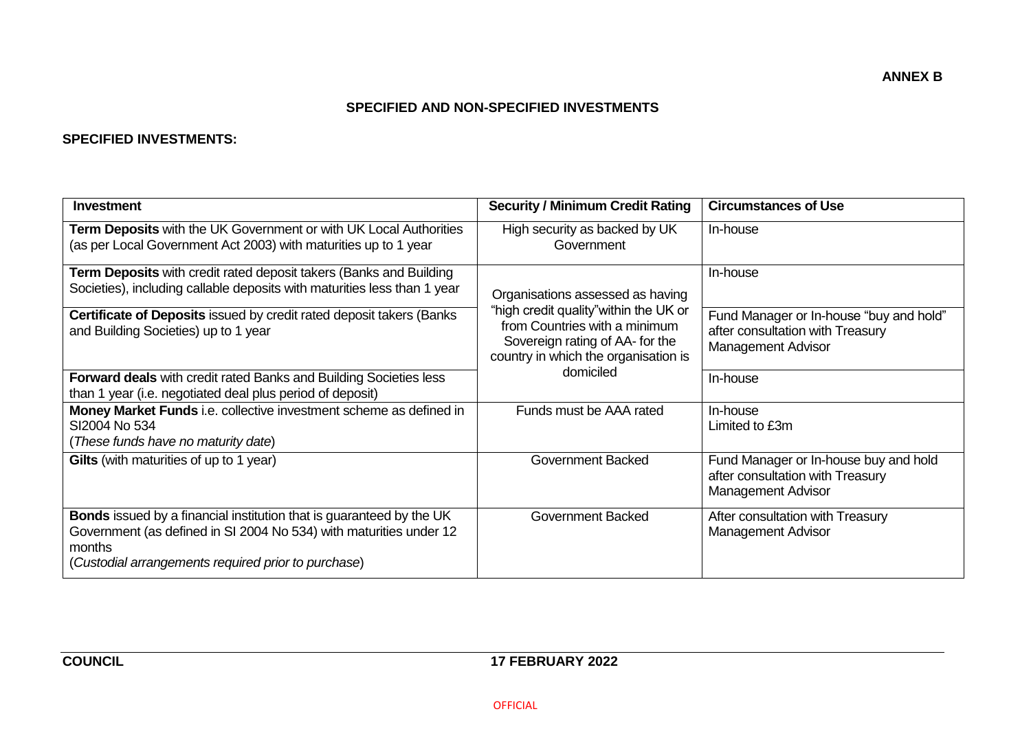**ANNEX B**

## SPECIFIED AND NON-SPECIFIED INVESTMENTS

### SPECIFIED INVESTMENTS:

| Investment | Security / Minimum Credit Rating | Circumstances of Use |
|---|---|---|
| **Term Deposits** with the UK Government or with UK Local Authorities (as per Local Government Act 2003) with maturities up to 1 year | High security as backed by UK Government | In-house |
| **Term Deposits** with credit rated deposit takers (Banks and Building Societies), including callable deposits with maturities less than 1 year | Organisations assessed as having "high credit quality"within the UK or from Countries with a minimum Sovereign rating of AA- for the country in which the organisation is domiciled | In-house |
| **Certificate of Deposits** issued by credit rated deposit takers (Banks and Building Societies) up to 1 year | | Fund Manager or In-house "buy and hold" after consultation with Treasury Management Advisor |
| **Forward deals** with credit rated Banks and Building Societies less than 1 year (i.e. negotiated deal plus period of deposit) | | In-house |
| **Money Market Funds** i.e. collective investment scheme as defined in SI2004 No 534 (*These funds have no maturity date*) | Funds must be AAA rated | In-house Limited to £3m |
| **Gilts** (with maturities of up to 1 year) | Government Backed | Fund Manager or In-house buy and hold after consultation with Treasury Management Advisor |
| **Bonds** issued by a financial institution that is guaranteed by the UK Government (as defined in SI 2004 No 534) with maturities under 12 months (*Custodial arrangements required prior to purchase*) | Government Backed | After consultation with Treasury Management Advisor |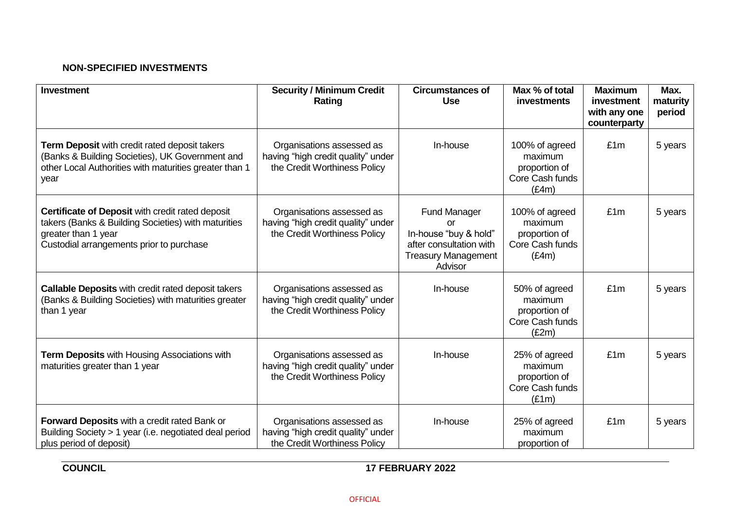**NON-SPECIFIED INVESTMENTS**

| Investment | Security / Minimum Credit Rating | Circumstances of Use | Max % of total investments | Maximum investment with any one counterparty | Max. maturity period |
|---|---|---|---|---|---|
| **Term Deposit** with credit rated deposit takers (Banks & Building Societies), UK Government and other Local Authorities with maturities greater than 1 year | Organisations assessed as having "high credit quality" under the Credit Worthiness Policy | In-house | 100% of agreed maximum proportion of Core Cash funds (£4m) | £1m | 5 years |
| **Certificate of Deposit** with credit rated deposit takers (Banks & Building Societies) with maturities greater than 1 year<br>Custodial arrangements prior to purchase | Organisations assessed as having "high credit quality" under the Credit Worthiness Policy | Fund Manager<br>or<br>In-house "buy & hold" after consultation with Treasury Management Advisor | 100% of agreed maximum proportion of Core Cash funds (£4m) | £1m | 5 years |
| **Callable Deposits** with credit rated deposit takers (Banks & Building Societies) with maturities greater than 1 year | Organisations assessed as having "high credit quality" under the Credit Worthiness Policy | In-house | 50% of agreed maximum proportion of Core Cash funds (£2m) | £1m | 5 years |
| **Term Deposits** with Housing Associations with maturities greater than 1 year | Organisations assessed as having "high credit quality" under the Credit Worthiness Policy | In-house | 25% of agreed maximum proportion of Core Cash funds (£1m) | £1m | 5 years |
| **Forward Deposits** with a credit rated Bank or Building Society > 1 year (i.e. negotiated deal period plus period of deposit) | Organisations assessed as having "high credit quality" under the Credit Worthiness Policy | In-house | 25% of agreed maximum proportion of | £1m | 5 years |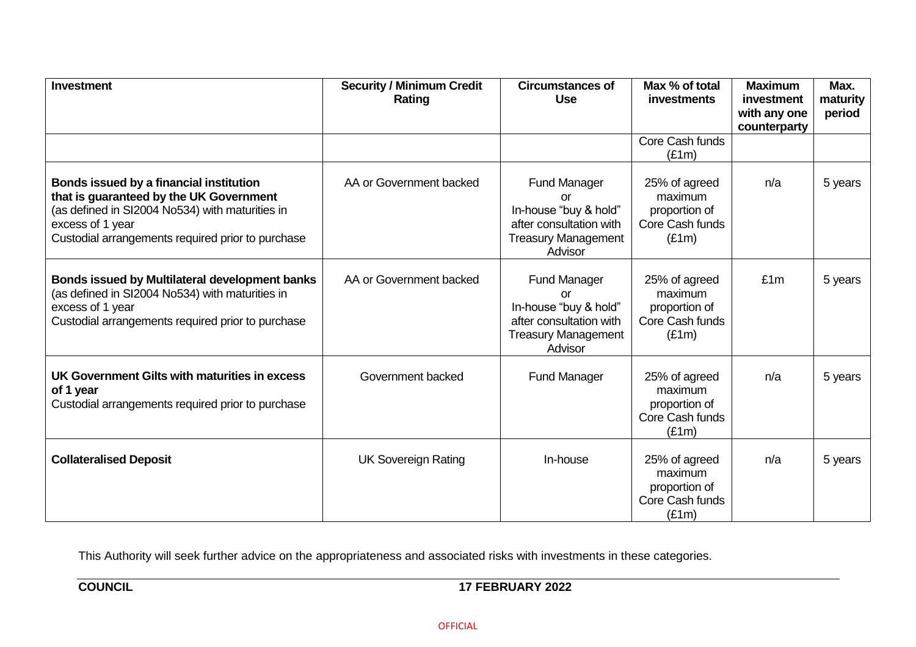| **Investment** | **Security / Minimum Credit Rating** | **Circumstances of Use** | **Max % of total investments** | **Maximum investment with any one counterparty** | **Max. maturity period** |
|---|---|---|---|---|---|
| | | | Core Cash funds (£1m) | | |
| **Bonds issued by a financial institution that is guaranteed by the UK Government** (as defined in SI2004 No534) with maturities in excess of 1 year Custodial arrangements required prior to purchase | AA or Government backed | Fund Manager or In-house "buy & hold" after consultation with Treasury Management Advisor | 25% of agreed maximum proportion of Core Cash funds (£1m) | n/a | 5 years |
| **Bonds issued by Multilateral development banks** (as defined in SI2004 No534) with maturities in excess of 1 year Custodial arrangements required prior to purchase | AA or Government backed | Fund Manager or In-house "buy & hold" after consultation with Treasury Management Advisor | 25% of agreed maximum proportion of Core Cash funds (£1m) | £1m | 5 years |
| **UK Government Gilts with maturities in excess of 1 year** Custodial arrangements required prior to purchase | Government backed | Fund Manager | 25% of agreed maximum proportion of Core Cash funds (£1m) | n/a | 5 years |
| **Collateralised Deposit** | UK Sovereign Rating | In-house | 25% of agreed maximum proportion of Core Cash funds (£1m) | n/a | 5 years |

This Authority will seek further advice on the appropriateness and associated risks with investments in these categories.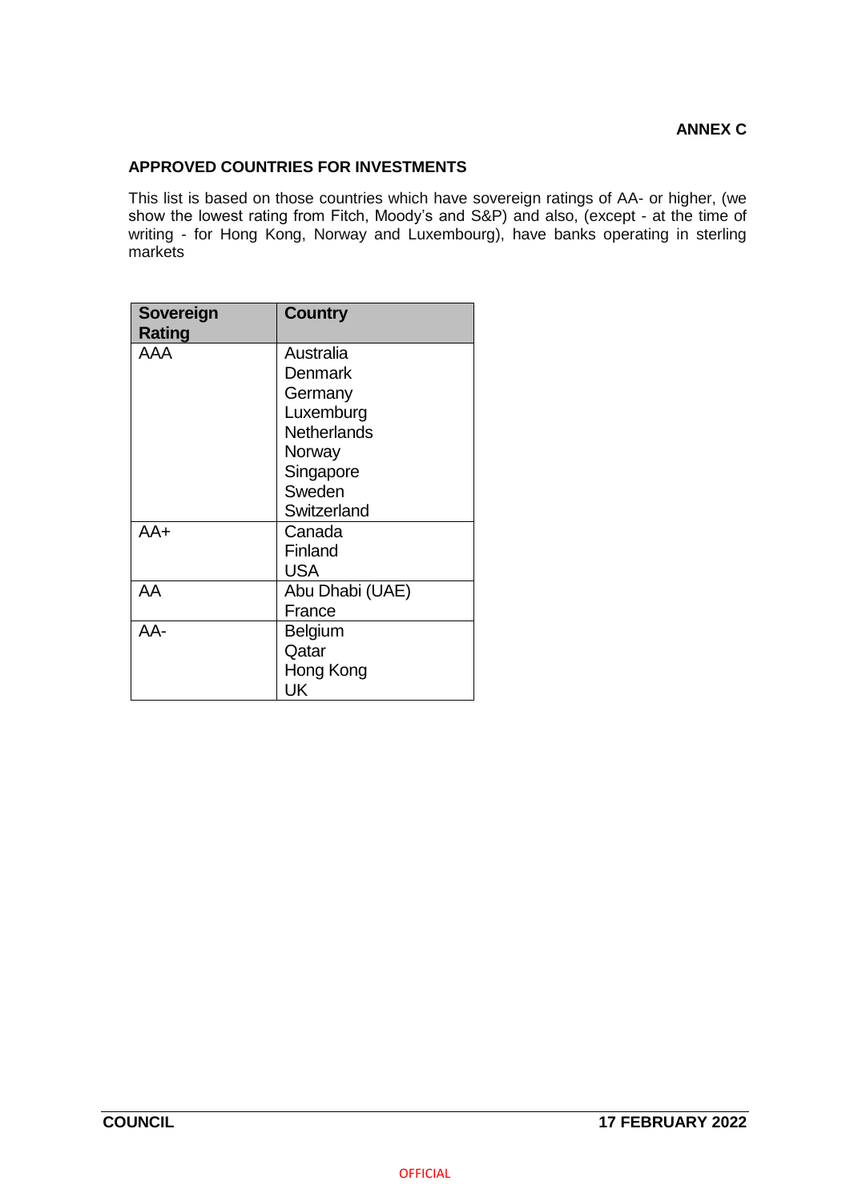**ANNEX C**

## APPROVED COUNTRIES FOR INVESTMENTS

This list is based on those countries which have sovereign ratings of AA- or higher, (we show the lowest rating from Fitch, Moody's and S&P) and also, (except - at the time of writing - for Hong Kong, Norway and Luxembourg), have banks operating in sterling markets

| Sovereign Rating | Country |
|---|---|
| AAA | Australia<br>Denmark<br>Germany<br>Luxemburg<br>Netherlands<br>Norway<br>Singapore<br>Sweden<br>Switzerland |
| AA+ | Canada<br>Finland<br>USA |
| AA | Abu Dhabi (UAE)<br>France |
| AA- | Belgium<br>Qatar<br>Hong Kong<br>UK |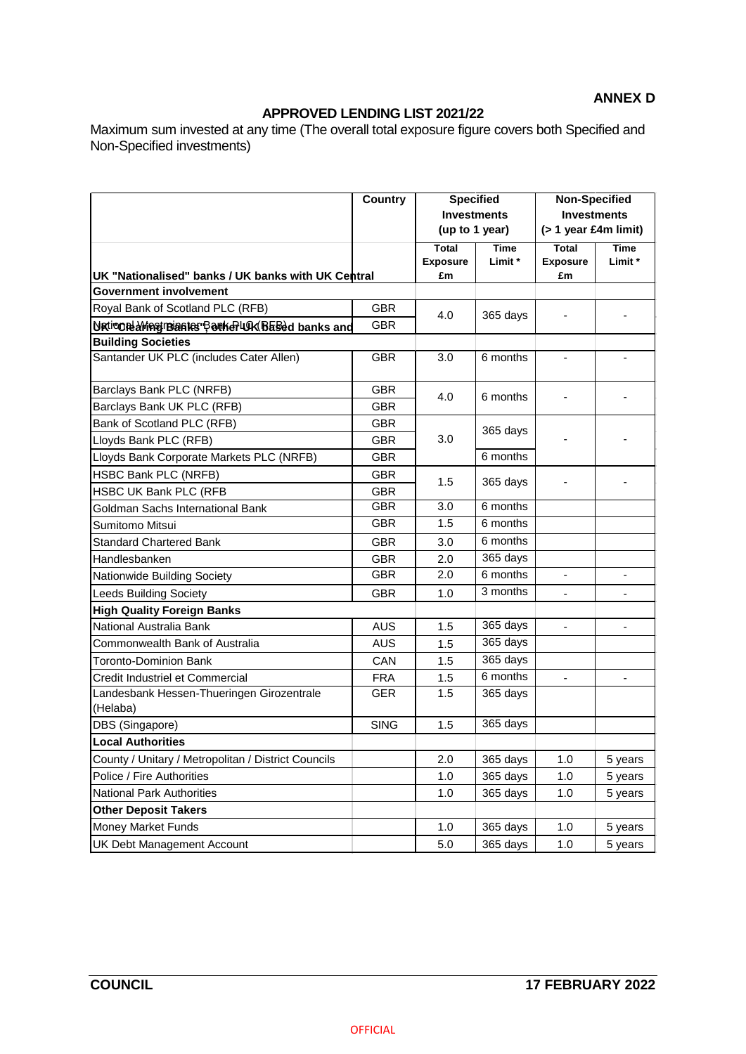**ANNEX D**

## APPROVED LENDING LIST 2021/22

Maximum sum invested at any time (The overall total exposure figure covers both Specified and Non-Specified investments)

| | Country | Specified Investments (up to 1 year) | | Non-Specified Investments (> 1 year £4m limit) | |
|---|---|---|---|---|---|
| | | Total Exposure £m | Time Limit * | Total Exposure £m | Time Limit * |
| **UK "Nationalised" banks / UK banks with UK Central Government involvement** | | | | | |
| Royal Bank of Scotland PLC (RFB) | GBR | 4.0 | 365 days | - | - |
| National Westminster Bank PLC (RFB) | GBR | | | | |
| **UK "Clearing Banks", other UK based banks and Building Societies** | | | | | |
| Santander UK PLC (includes Cater Allen) | GBR | 3.0 | 6 months | - | - |
| Barclays Bank PLC (NRFB) | GBR | 4.0 | 6 months | - | - |
| Barclays Bank UK PLC (RFB) | GBR | | | | |
| Bank of Scotland PLC (RFB) | GBR | 3.0 | 365 days | - | - |
| Lloyds Bank PLC (RFB) | GBR | | | | |
| Lloyds Bank Corporate Markets PLC (NRFB) | GBR | | 6 months | | |
| HSBC Bank PLC (NRFB) | GBR | 1.5 | 365 days | - | - |
| HSBC UK Bank PLC (RFB | GBR | | | | |
| Goldman Sachs International Bank | GBR | 3.0 | 6 months | | |
| Sumitomo Mitsui | GBR | 1.5 | 6 months | | |
| Standard Chartered Bank | GBR | 3.0 | 6 months | | |
| Handlesbanken | GBR | 2.0 | 365 days | | |
| Nationwide Building Society | GBR | 2.0 | 6 months | - | - |
| Leeds Building Society | GBR | 1.0 | 3 months | - | - |
| **High Quality Foreign Banks** | | | | | |
| National Australia Bank | AUS | 1.5 | 365 days | - | - |
| Commonwealth Bank of Australia | AUS | 1.5 | 365 days | | |
| Toronto-Dominion Bank | CAN | 1.5 | 365 days | | |
| Credit Industriel et Commercial | FRA | 1.5 | 6 months | - | - |
| Landesbank Hessen-Thueringen Girozentrale (Helaba) | GER | 1.5 | 365 days | | |
| DBS (Singapore) | SING | 1.5 | 365 days | | |
| **Local Authorities** | | | | | |
| County / Unitary / Metropolitan / District Councils | | 2.0 | 365 days | 1.0 | 5 years |
| Police / Fire Authorities | | 1.0 | 365 days | 1.0 | 5 years |
| National Park Authorities | | 1.0 | 365 days | 1.0 | 5 years |
| **Other Deposit Takers** | | | | | |
| Money Market Funds | | 1.0 | 365 days | 1.0 | 5 years |
| UK Debt Management Account | | 5.0 | 365 days | 1.0 | 5 years |

COUNCIL 17 FEBRUARY 2022

OFFICIAL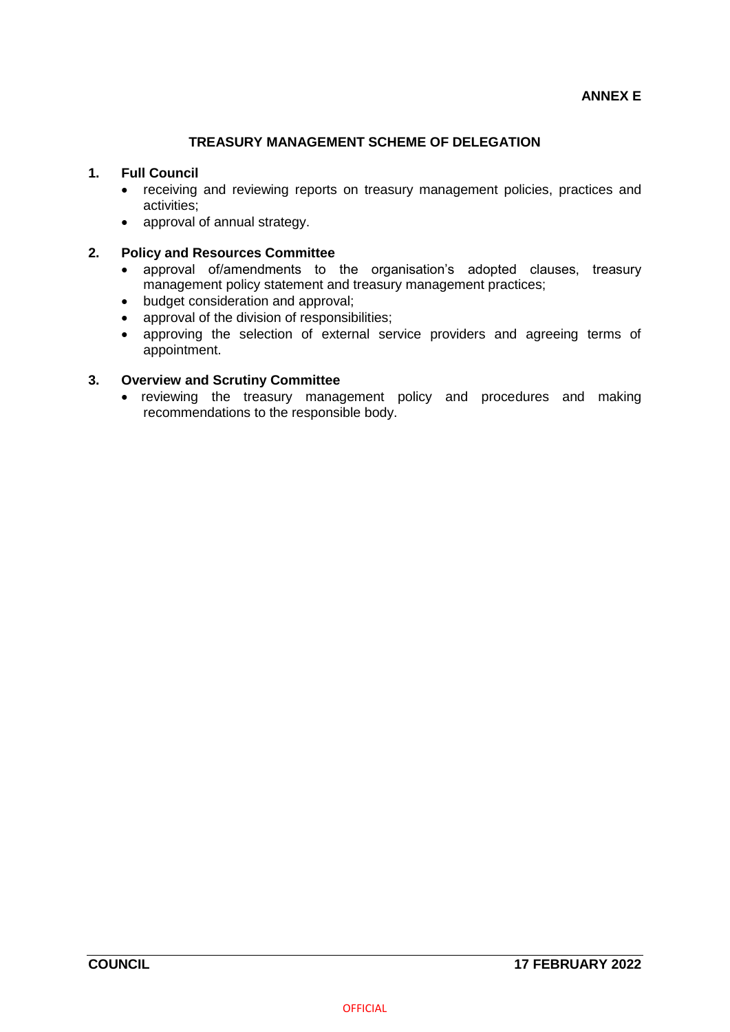**ANNEX E**

## TREASURY MANAGEMENT SCHEME OF DELEGATION

### 1. Full Council

- receiving and reviewing reports on treasury management policies, practices and activities;
- approval of annual strategy.

### 2. Policy and Resources Committee

- approval of/amendments to the organisation's adopted clauses, treasury management policy statement and treasury management practices;
- budget consideration and approval;
- approval of the division of responsibilities;
- approving the selection of external service providers and agreeing terms of appointment.

### 3. Overview and Scrutiny Committee

- reviewing the treasury management policy and procedures and making recommendations to the responsible body.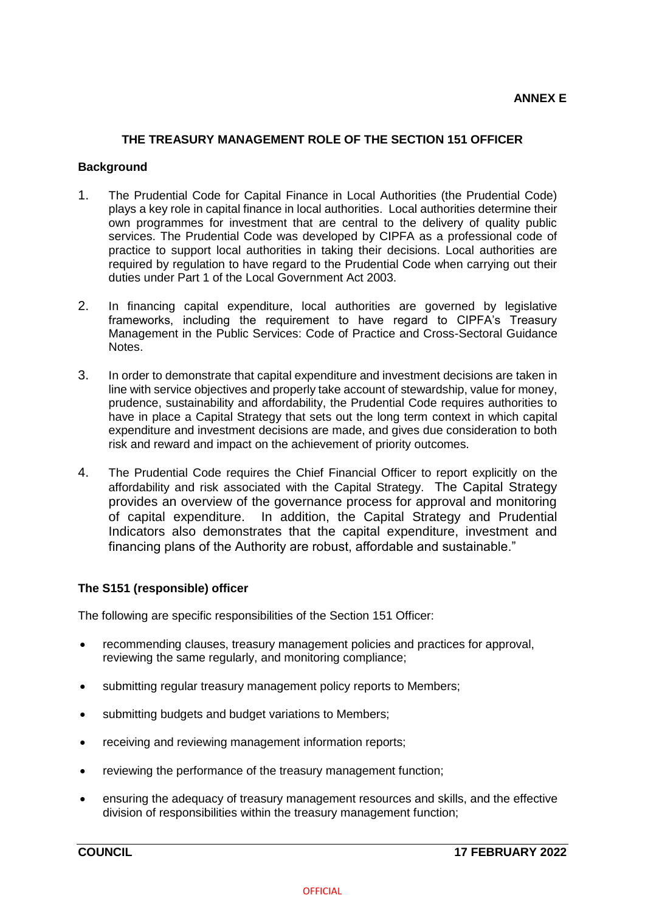**ANNEX E**

## THE TREASURY MANAGEMENT ROLE OF THE SECTION 151 OFFICER

### Background

1. The Prudential Code for Capital Finance in Local Authorities (the Prudential Code) plays a key role in capital finance in local authorities. Local authorities determine their own programmes for investment that are central to the delivery of quality public services. The Prudential Code was developed by CIPFA as a professional code of practice to support local authorities in taking their decisions. Local authorities are required by regulation to have regard to the Prudential Code when carrying out their duties under Part 1 of the Local Government Act 2003.

2. In financing capital expenditure, local authorities are governed by legislative frameworks, including the requirement to have regard to CIPFA's Treasury Management in the Public Services: Code of Practice and Cross-Sectoral Guidance Notes.

3. In order to demonstrate that capital expenditure and investment decisions are taken in line with service objectives and properly take account of stewardship, value for money, prudence, sustainability and affordability, the Prudential Code requires authorities to have in place a Capital Strategy that sets out the long term context in which capital expenditure and investment decisions are made, and gives due consideration to both risk and reward and impact on the achievement of priority outcomes.

4. The Prudential Code requires the Chief Financial Officer to report explicitly on the affordability and risk associated with the Capital Strategy. The Capital Strategy provides an overview of the governance process for approval and monitoring of capital expenditure. In addition, the Capital Strategy and Prudential Indicators also demonstrates that the capital expenditure, investment and financing plans of the Authority are robust, affordable and sustainable."

### The S151 (responsible) officer

The following are specific responsibilities of the Section 151 Officer:

- recommending clauses, treasury management policies and practices for approval, reviewing the same regularly, and monitoring compliance;
- submitting regular treasury management policy reports to Members;
- submitting budgets and budget variations to Members;
- receiving and reviewing management information reports;
- reviewing the performance of the treasury management function;
- ensuring the adequacy of treasury management resources and skills, and the effective division of responsibilities within the treasury management function;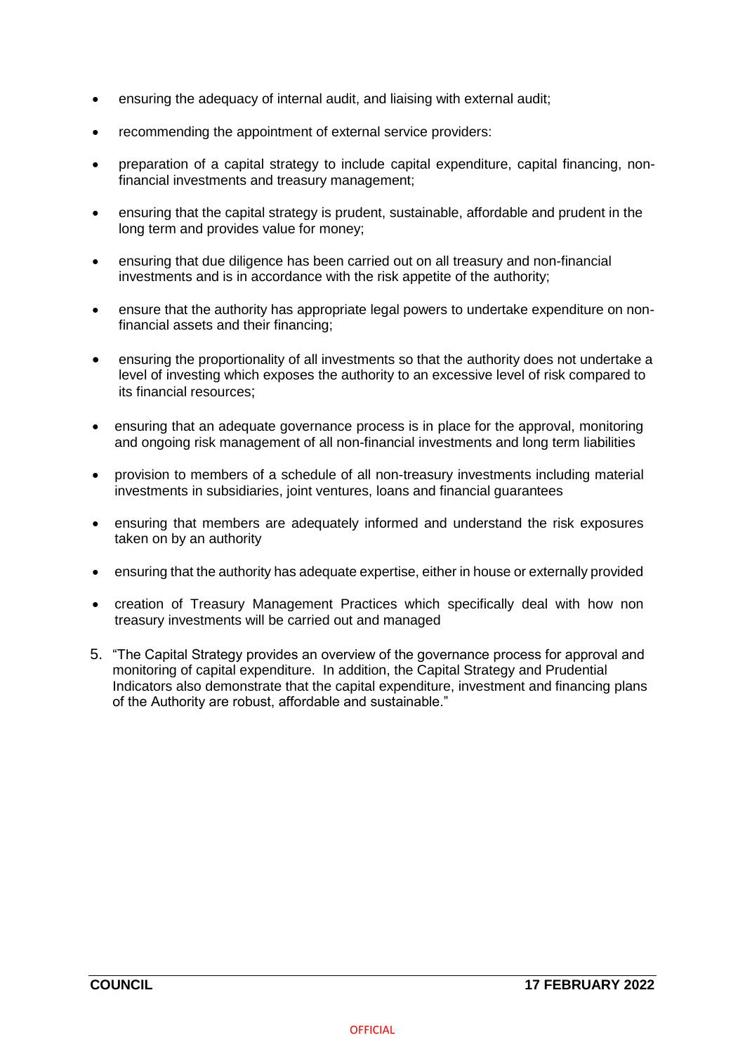- ensuring the adequacy of internal audit, and liaising with external audit;
- recommending the appointment of external service providers:
- preparation of a capital strategy to include capital expenditure, capital financing, non-financial investments and treasury management;
- ensuring that the capital strategy is prudent, sustainable, affordable and prudent in the long term and provides value for money;
- ensuring that due diligence has been carried out on all treasury and non-financial investments and is in accordance with the risk appetite of the authority;
- ensure that the authority has appropriate legal powers to undertake expenditure on non-financial assets and their financing;
- ensuring the proportionality of all investments so that the authority does not undertake a level of investing which exposes the authority to an excessive level of risk compared to its financial resources;
- ensuring that an adequate governance process is in place for the approval, monitoring and ongoing risk management of all non-financial investments and long term liabilities
- provision to members of a schedule of all non-treasury investments including material investments in subsidiaries, joint ventures, loans and financial guarantees
- ensuring that members are adequately informed and understand the risk exposures taken on by an authority
- ensuring that the authority has adequate expertise, either in house or externally provided
- creation of Treasury Management Practices which specifically deal with how non treasury investments will be carried out and managed

5. "The Capital Strategy provides an overview of the governance process for approval and monitoring of capital expenditure. In addition, the Capital Strategy and Prudential Indicators also demonstrate that the capital expenditure, investment and financing plans of the Authority are robust, affordable and sustainable."